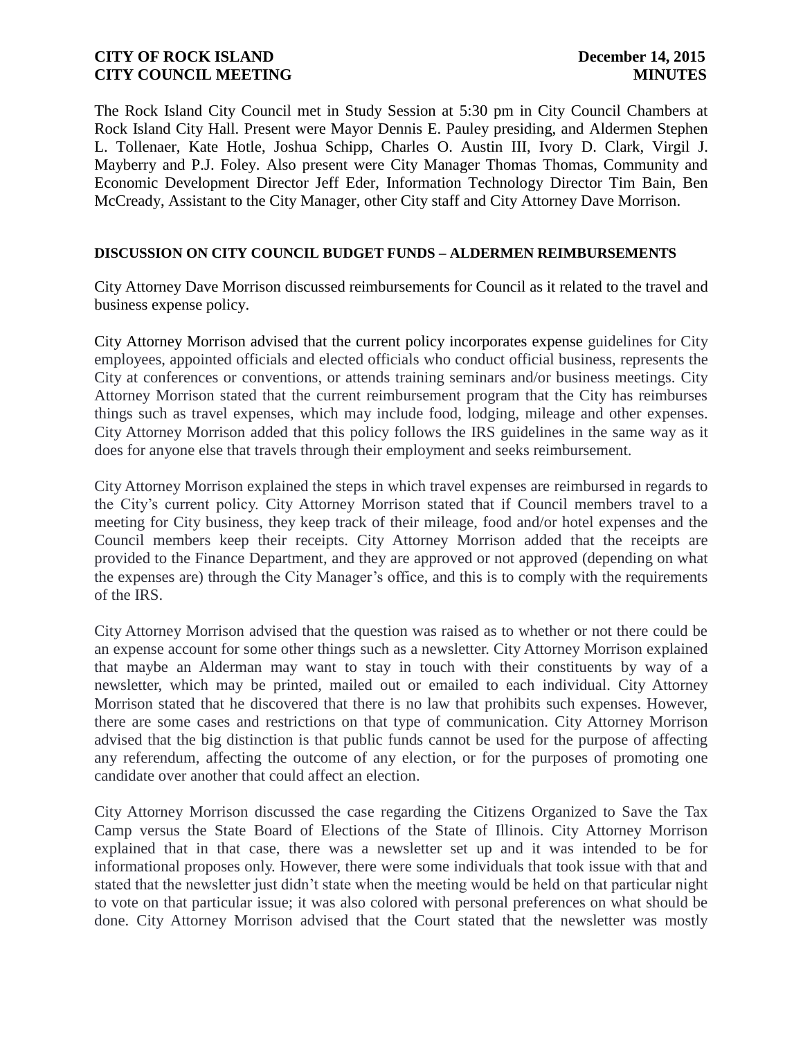**CITY OF ROCK ISLAND** **December 14, 2015**
**CITY COUNCIL MEETING** **MINUTES**

The Rock Island City Council met in Study Session at 5:30 pm in City Council Chambers at Rock Island City Hall. Present were Mayor Dennis E. Pauley presiding, and Aldermen Stephen L. Tollenaer, Kate Hotle, Joshua Schipp, Charles O. Austin III, Ivory D. Clark, Virgil J. Mayberry and P.J. Foley. Also present were City Manager Thomas Thomas, Community and Economic Development Director Jeff Eder, Information Technology Director Tim Bain, Ben McCready, Assistant to the City Manager, other City staff and City Attorney Dave Morrison.

**DISCUSSION ON CITY COUNCIL BUDGET FUNDS – ALDERMEN REIMBURSEMENTS**

City Attorney Dave Morrison discussed reimbursements for Council as it related to the travel and business expense policy.

City Attorney Morrison advised that the current policy incorporates expense guidelines for City employees, appointed officials and elected officials who conduct official business, represents the City at conferences or conventions, or attends training seminars and/or business meetings. City Attorney Morrison stated that the current reimbursement program that the City has reimburses things such as travel expenses, which may include food, lodging, mileage and other expenses. City Attorney Morrison added that this policy follows the IRS guidelines in the same way as it does for anyone else that travels through their employment and seeks reimbursement.

City Attorney Morrison explained the steps in which travel expenses are reimbursed in regards to the City's current policy. City Attorney Morrison stated that if Council members travel to a meeting for City business, they keep track of their mileage, food and/or hotel expenses and the Council members keep their receipts. City Attorney Morrison added that the receipts are provided to the Finance Department, and they are approved or not approved (depending on what the expenses are) through the City Manager's office, and this is to comply with the requirements of the IRS.

City Attorney Morrison advised that the question was raised as to whether or not there could be an expense account for some other things such as a newsletter. City Attorney Morrison explained that maybe an Alderman may want to stay in touch with their constituents by way of a newsletter, which may be printed, mailed out or emailed to each individual. City Attorney Morrison stated that he discovered that there is no law that prohibits such expenses. However, there are some cases and restrictions on that type of communication. City Attorney Morrison advised that the big distinction is that public funds cannot be used for the purpose of affecting any referendum, affecting the outcome of any election, or for the purposes of promoting one candidate over another that could affect an election.

City Attorney Morrison discussed the case regarding the Citizens Organized to Save the Tax Camp versus the State Board of Elections of the State of Illinois. City Attorney Morrison explained that in that case, there was a newsletter set up and it was intended to be for informational proposes only. However, there were some individuals that took issue with that and stated that the newsletter just didn't state when the meeting would be held on that particular night to vote on that particular issue; it was also colored with personal preferences on what should be done. City Attorney Morrison advised that the Court stated that the newsletter was mostly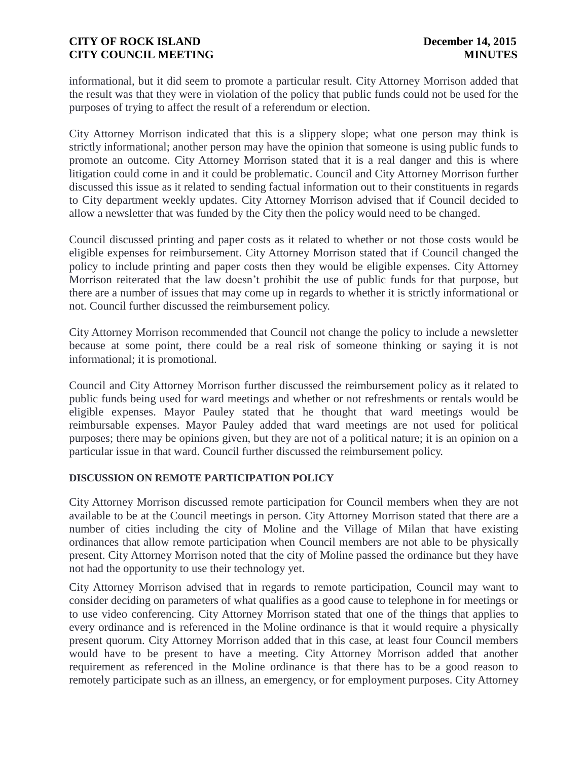informational, but it did seem to promote a particular result. City Attorney Morrison added that the result was that they were in violation of the policy that public funds could not be used for the purposes of trying to affect the result of a referendum or election.

City Attorney Morrison indicated that this is a slippery slope; what one person may think is strictly informational; another person may have the opinion that someone is using public funds to promote an outcome. City Attorney Morrison stated that it is a real danger and this is where litigation could come in and it could be problematic. Council and City Attorney Morrison further discussed this issue as it related to sending factual information out to their constituents in regards to City department weekly updates. City Attorney Morrison advised that if Council decided to allow a newsletter that was funded by the City then the policy would need to be changed.

Council discussed printing and paper costs as it related to whether or not those costs would be eligible expenses for reimbursement. City Attorney Morrison stated that if Council changed the policy to include printing and paper costs then they would be eligible expenses. City Attorney Morrison reiterated that the law doesn't prohibit the use of public funds for that purpose, but there are a number of issues that may come up in regards to whether it is strictly informational or not. Council further discussed the reimbursement policy.

City Attorney Morrison recommended that Council not change the policy to include a newsletter because at some point, there could be a real risk of someone thinking or saying it is not informational; it is promotional.

Council and City Attorney Morrison further discussed the reimbursement policy as it related to public funds being used for ward meetings and whether or not refreshments or rentals would be eligible expenses. Mayor Pauley stated that he thought that ward meetings would be reimbursable expenses. Mayor Pauley added that ward meetings are not used for political purposes; there may be opinions given, but they are not of a political nature; it is an opinion on a particular issue in that ward. Council further discussed the reimbursement policy.

**DISCUSSION ON REMOTE PARTICIPATION POLICY**

City Attorney Morrison discussed remote participation for Council members when they are not available to be at the Council meetings in person. City Attorney Morrison stated that there are a number of cities including the city of Moline and the Village of Milan that have existing ordinances that allow remote participation when Council members are not able to be physically present. City Attorney Morrison noted that the city of Moline passed the ordinance but they have not had the opportunity to use their technology yet.

City Attorney Morrison advised that in regards to remote participation, Council may want to consider deciding on parameters of what qualifies as a good cause to telephone in for meetings or to use video conferencing. City Attorney Morrison stated that one of the things that applies to every ordinance and is referenced in the Moline ordinance is that it would require a physically present quorum. City Attorney Morrison added that in this case, at least four Council members would have to be present to have a meeting. City Attorney Morrison added that another requirement as referenced in the Moline ordinance is that there has to be a good reason to remotely participate such as an illness, an emergency, or for employment purposes. City Attorney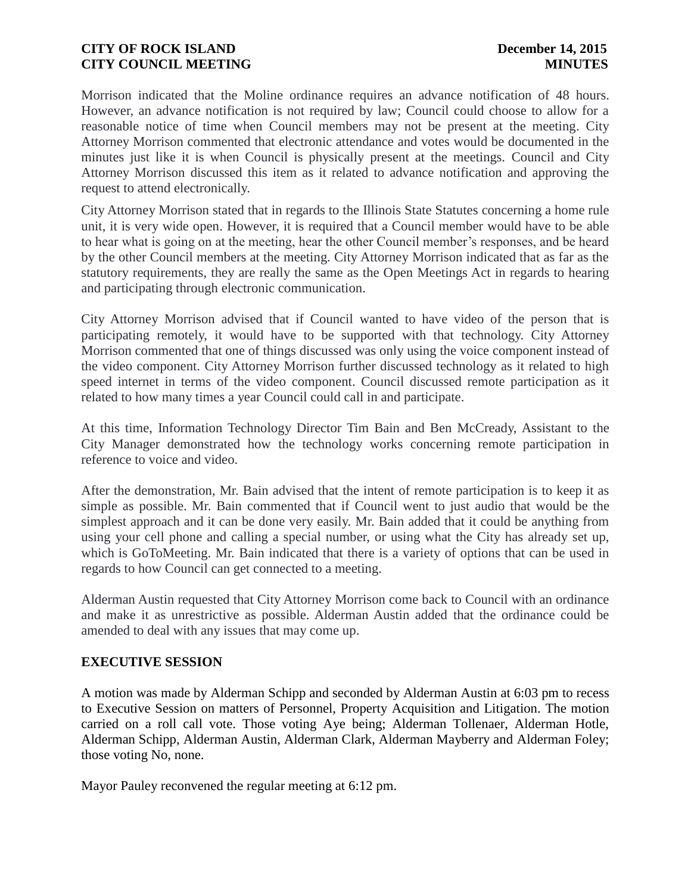Morrison indicated that the Moline ordinance requires an advance notification of 48 hours. However, an advance notification is not required by law; Council could choose to allow for a reasonable notice of time when Council members may not be present at the meeting. City Attorney Morrison commented that electronic attendance and votes would be documented in the minutes just like it is when Council is physically present at the meetings. Council and City Attorney Morrison discussed this item as it related to advance notification and approving the request to attend electronically.

City Attorney Morrison stated that in regards to the Illinois State Statutes concerning a home rule unit, it is very wide open. However, it is required that a Council member would have to be able to hear what is going on at the meeting, hear the other Council member's responses, and be heard by the other Council members at the meeting. City Attorney Morrison indicated that as far as the statutory requirements, they are really the same as the Open Meetings Act in regards to hearing and participating through electronic communication.

City Attorney Morrison advised that if Council wanted to have video of the person that is participating remotely, it would have to be supported with that technology. City Attorney Morrison commented that one of things discussed was only using the voice component instead of the video component. City Attorney Morrison further discussed technology as it related to high speed internet in terms of the video component. Council discussed remote participation as it related to how many times a year Council could call in and participate.

At this time, Information Technology Director Tim Bain and Ben McCready, Assistant to the City Manager demonstrated how the technology works concerning remote participation in reference to voice and video.

After the demonstration, Mr. Bain advised that the intent of remote participation is to keep it as simple as possible. Mr. Bain commented that if Council went to just audio that would be the simplest approach and it can be done very easily. Mr. Bain added that it could be anything from using your cell phone and calling a special number, or using what the City has already set up, which is GoToMeeting. Mr. Bain indicated that there is a variety of options that can be used in regards to how Council can get connected to a meeting.

Alderman Austin requested that City Attorney Morrison come back to Council with an ordinance and make it as unrestrictive as possible. Alderman Austin added that the ordinance could be amended to deal with any issues that may come up.

**EXECUTIVE SESSION**

A motion was made by Alderman Schipp and seconded by Alderman Austin at 6:03 pm to recess to Executive Session on matters of Personnel, Property Acquisition and Litigation. The motion carried on a roll call vote. Those voting Aye being; Alderman Tollenaer, Alderman Hotle, Alderman Schipp, Alderman Austin, Alderman Clark, Alderman Mayberry and Alderman Foley; those voting No, none.

Mayor Pauley reconvened the regular meeting at 6:12 pm.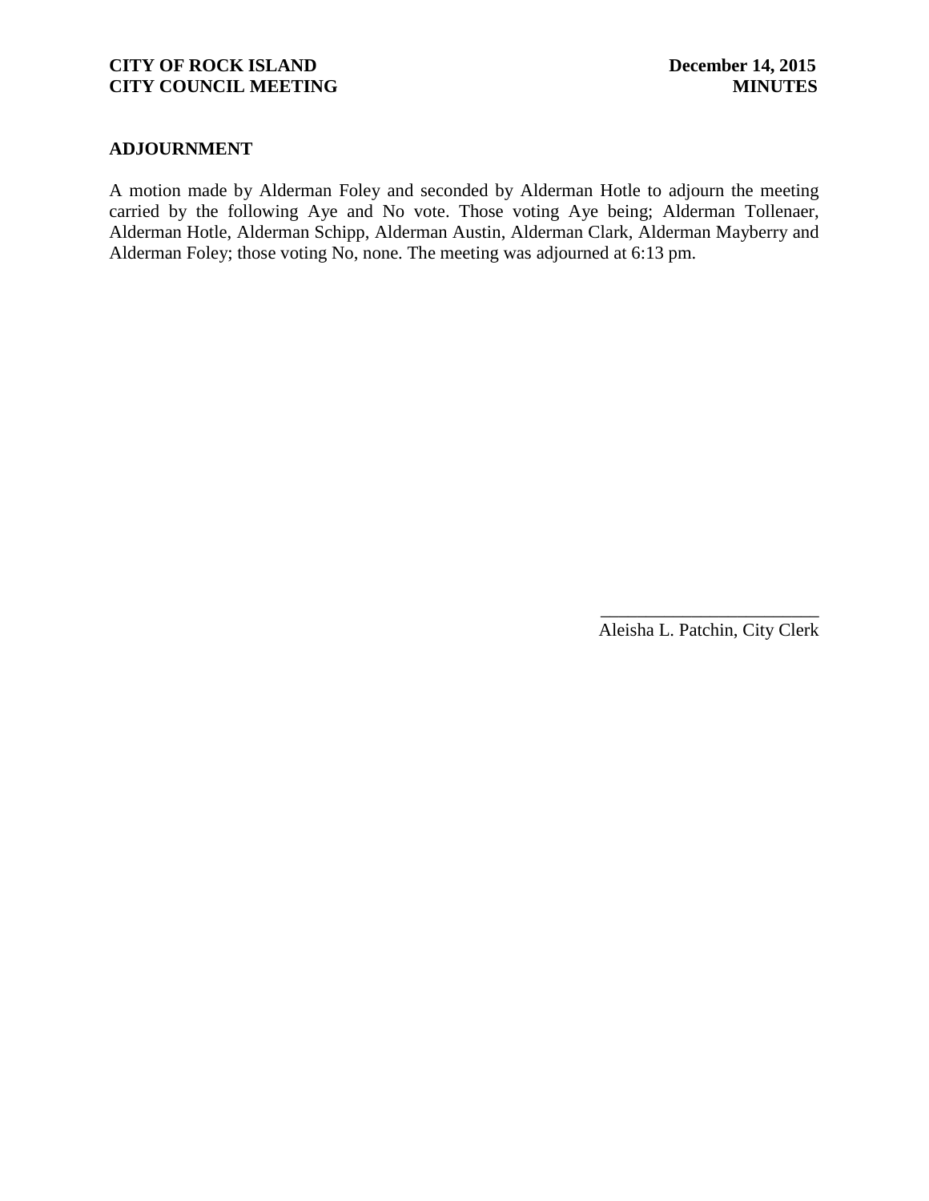## ADJOURNMENT

A motion made by Alderman Foley and seconded by Alderman Hotle to adjourn the meeting carried by the following Aye and No vote. Those voting Aye being; Alderman Tollenaer, Alderman Hotle, Alderman Schipp, Alderman Austin, Alderman Clark, Alderman Mayberry and Alderman Foley; those voting No, none. The meeting was adjourned at 6:13 pm.

\_\_\_\_\_\_\_\_\_\_\_\_\_\_\_\_\_\_\_\_\_\_\_\_

Aleisha L. Patchin, City Clerk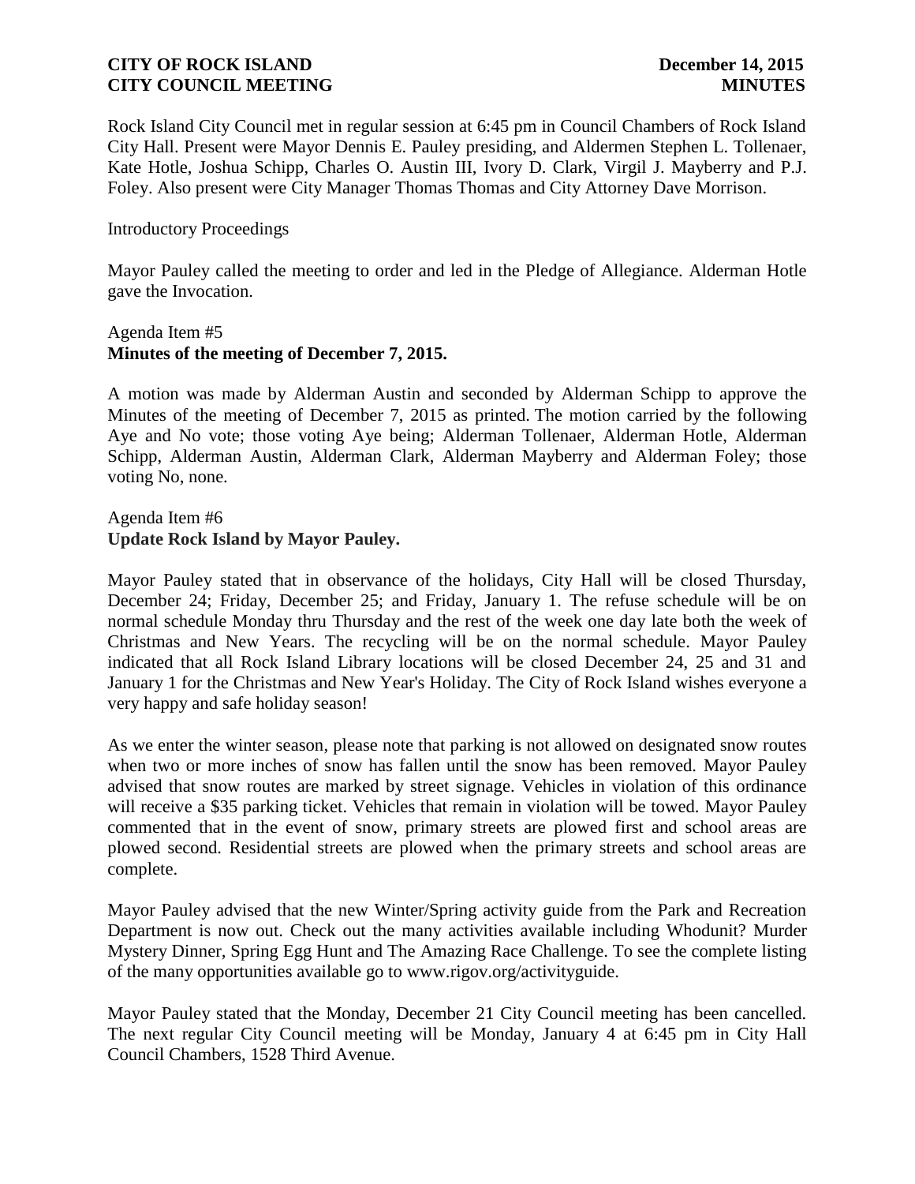Rock Island City Council met in regular session at 6:45 pm in Council Chambers of Rock Island City Hall. Present were Mayor Dennis E. Pauley presiding, and Aldermen Stephen L. Tollenaer, Kate Hotle, Joshua Schipp, Charles O. Austin III, Ivory D. Clark, Virgil J. Mayberry and P.J. Foley. Also present were City Manager Thomas Thomas and City Attorney Dave Morrison.

Introductory Proceedings

Mayor Pauley called the meeting to order and led in the Pledge of Allegiance. Alderman Hotle gave the Invocation.

Agenda Item #5
**Minutes of the meeting of December 7, 2015.**

A motion was made by Alderman Austin and seconded by Alderman Schipp to approve the Minutes of the meeting of December 7, 2015 as printed. The motion carried by the following Aye and No vote; those voting Aye being; Alderman Tollenaer, Alderman Hotle, Alderman Schipp, Alderman Austin, Alderman Clark, Alderman Mayberry and Alderman Foley; those voting No, none.

Agenda Item #6
**Update Rock Island by Mayor Pauley.**

Mayor Pauley stated that in observance of the holidays, City Hall will be closed Thursday, December 24; Friday, December 25; and Friday, January 1. The refuse schedule will be on normal schedule Monday thru Thursday and the rest of the week one day late both the week of Christmas and New Years. The recycling will be on the normal schedule. Mayor Pauley indicated that all Rock Island Library locations will be closed December 24, 25 and 31 and January 1 for the Christmas and New Year's Holiday. The City of Rock Island wishes everyone a very happy and safe holiday season!

As we enter the winter season, please note that parking is not allowed on designated snow routes when two or more inches of snow has fallen until the snow has been removed. Mayor Pauley advised that snow routes are marked by street signage. Vehicles in violation of this ordinance will receive a $35 parking ticket. Vehicles that remain in violation will be towed. Mayor Pauley commented that in the event of snow, primary streets are plowed first and school areas are plowed second. Residential streets are plowed when the primary streets and school areas are complete.

Mayor Pauley advised that the new Winter/Spring activity guide from the Park and Recreation Department is now out. Check out the many activities available including Whodunit? Murder Mystery Dinner, Spring Egg Hunt and The Amazing Race Challenge. To see the complete listing of the many opportunities available go to www.rigov.org/activityguide.

Mayor Pauley stated that the Monday, December 21 City Council meeting has been cancelled. The next regular City Council meeting will be Monday, January 4 at 6:45 pm in City Hall Council Chambers, 1528 Third Avenue.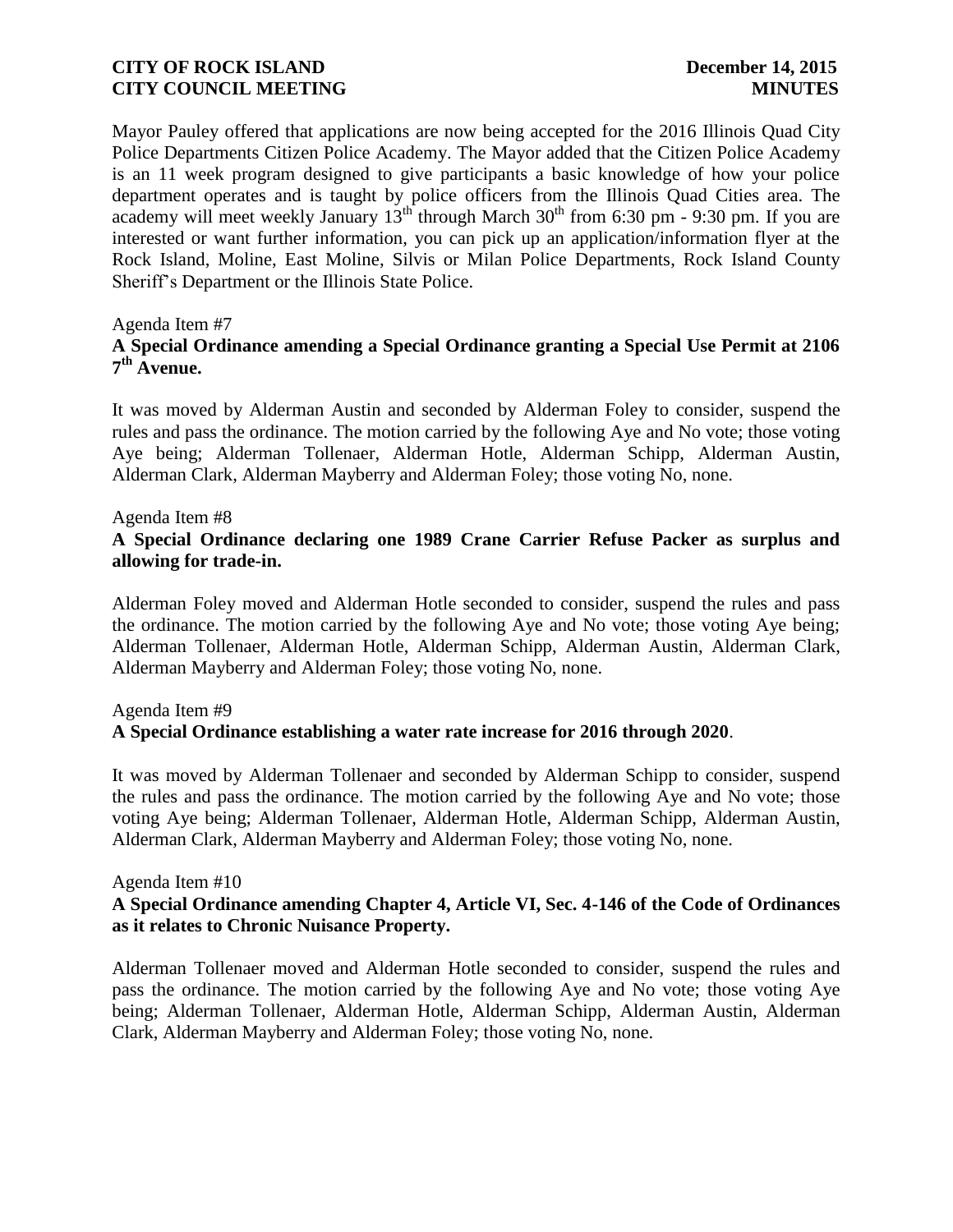Mayor Pauley offered that applications are now being accepted for the 2016 Illinois Quad City Police Departments Citizen Police Academy. The Mayor added that the Citizen Police Academy is an 11 week program designed to give participants a basic knowledge of how your police department operates and is taught by police officers from the Illinois Quad Cities area. The academy will meet weekly January 13th through March 30th from 6:30 pm - 9:30 pm. If you are interested or want further information, you can pick up an application/information flyer at the Rock Island, Moline, East Moline, Silvis or Milan Police Departments, Rock Island County Sheriff's Department or the Illinois State Police.

Agenda Item #7

**A Special Ordinance amending a Special Ordinance granting a Special Use Permit at 2106 7th Avenue.**

It was moved by Alderman Austin and seconded by Alderman Foley to consider, suspend the rules and pass the ordinance. The motion carried by the following Aye and No vote; those voting Aye being; Alderman Tollenaer, Alderman Hotle, Alderman Schipp, Alderman Austin, Alderman Clark, Alderman Mayberry and Alderman Foley; those voting No, none.

Agenda Item #8

**A Special Ordinance declaring one 1989 Crane Carrier Refuse Packer as surplus and allowing for trade-in.**

Alderman Foley moved and Alderman Hotle seconded to consider, suspend the rules and pass the ordinance. The motion carried by the following Aye and No vote; those voting Aye being; Alderman Tollenaer, Alderman Hotle, Alderman Schipp, Alderman Austin, Alderman Clark, Alderman Mayberry and Alderman Foley; those voting No, none.

Agenda Item #9

**A Special Ordinance establishing a water rate increase for 2016 through 2020**.

It was moved by Alderman Tollenaer and seconded by Alderman Schipp to consider, suspend the rules and pass the ordinance. The motion carried by the following Aye and No vote; those voting Aye being; Alderman Tollenaer, Alderman Hotle, Alderman Schipp, Alderman Austin, Alderman Clark, Alderman Mayberry and Alderman Foley; those voting No, none.

Agenda Item #10

**A Special Ordinance amending Chapter 4, Article VI, Sec. 4-146 of the Code of Ordinances as it relates to Chronic Nuisance Property.**

Alderman Tollenaer moved and Alderman Hotle seconded to consider, suspend the rules and pass the ordinance. The motion carried by the following Aye and No vote; those voting Aye being; Alderman Tollenaer, Alderman Hotle, Alderman Schipp, Alderman Austin, Alderman Clark, Alderman Mayberry and Alderman Foley; those voting No, none.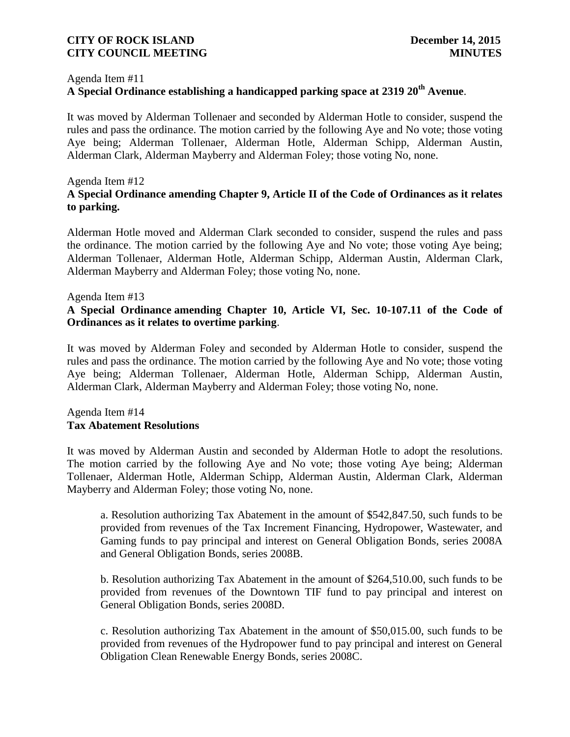Agenda Item #11
**A Special Ordinance establishing a handicapped parking space at 2319 20th Avenue**.

It was moved by Alderman Tollenaer and seconded by Alderman Hotle to consider, suspend the rules and pass the ordinance. The motion carried by the following Aye and No vote; those voting Aye being; Alderman Tollenaer, Alderman Hotle, Alderman Schipp, Alderman Austin, Alderman Clark, Alderman Mayberry and Alderman Foley; those voting No, none.

Agenda Item #12
**A Special Ordinance amending Chapter 9, Article II of the Code of Ordinances as it relates to parking.**

Alderman Hotle moved and Alderman Clark seconded to consider, suspend the rules and pass the ordinance. The motion carried by the following Aye and No vote; those voting Aye being; Alderman Tollenaer, Alderman Hotle, Alderman Schipp, Alderman Austin, Alderman Clark, Alderman Mayberry and Alderman Foley; those voting No, none.

Agenda Item #13
**A Special Ordinance amending Chapter 10, Article VI, Sec. 10-107.11 of the Code of Ordinances as it relates to overtime parking**.

It was moved by Alderman Foley and seconded by Alderman Hotle to consider, suspend the rules and pass the ordinance. The motion carried by the following Aye and No vote; those voting Aye being; Alderman Tollenaer, Alderman Hotle, Alderman Schipp, Alderman Austin, Alderman Clark, Alderman Mayberry and Alderman Foley; those voting No, none.

Agenda Item #14
**Tax Abatement Resolutions**

It was moved by Alderman Austin and seconded by Alderman Hotle to adopt the resolutions. The motion carried by the following Aye and No vote; those voting Aye being; Alderman Tollenaer, Alderman Hotle, Alderman Schipp, Alderman Austin, Alderman Clark, Alderman Mayberry and Alderman Foley; those voting No, none.

a. Resolution authorizing Tax Abatement in the amount of $542,847.50, such funds to be provided from revenues of the Tax Increment Financing, Hydropower, Wastewater, and Gaming funds to pay principal and interest on General Obligation Bonds, series 2008A and General Obligation Bonds, series 2008B.

b. Resolution authorizing Tax Abatement in the amount of $264,510.00, such funds to be provided from revenues of the Downtown TIF fund to pay principal and interest on General Obligation Bonds, series 2008D.

c. Resolution authorizing Tax Abatement in the amount of $50,015.00, such funds to be provided from revenues of the Hydropower fund to pay principal and interest on General Obligation Clean Renewable Energy Bonds, series 2008C.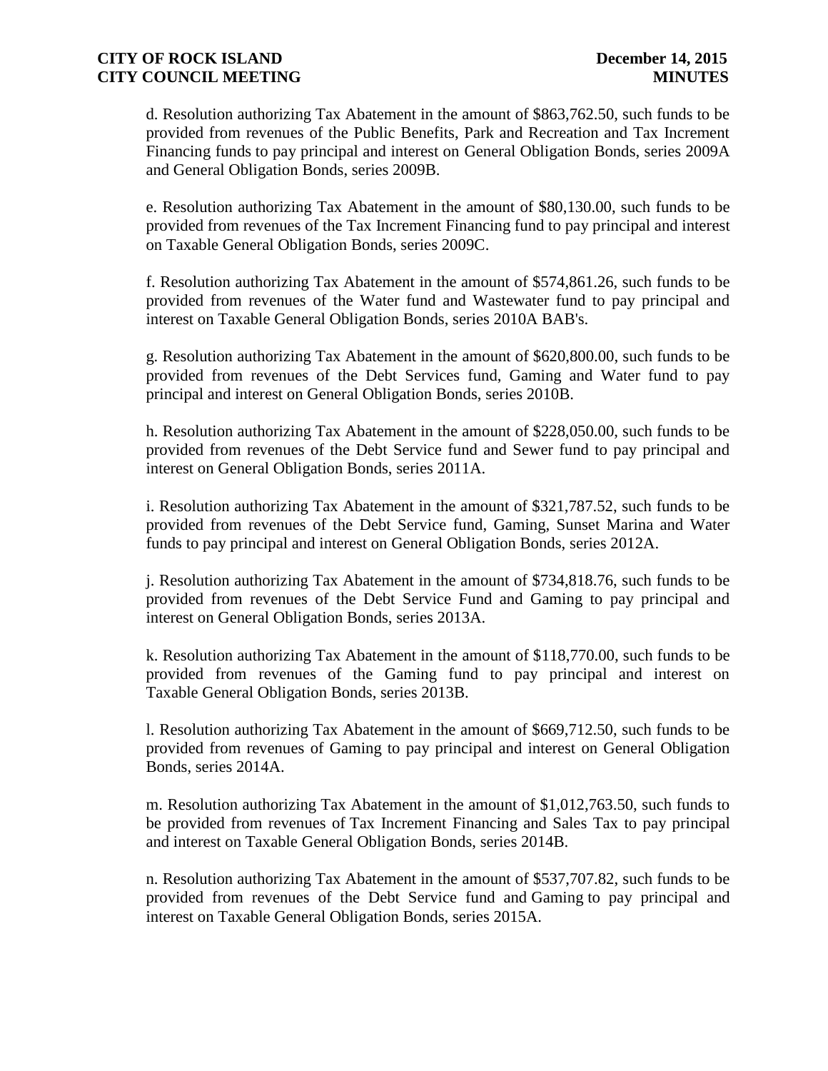d. Resolution authorizing Tax Abatement in the amount of $863,762.50, such funds to be provided from revenues of the Public Benefits, Park and Recreation and Tax Increment Financing funds to pay principal and interest on General Obligation Bonds, series 2009A and General Obligation Bonds, series 2009B.

e. Resolution authorizing Tax Abatement in the amount of $80,130.00, such funds to be provided from revenues of the Tax Increment Financing fund to pay principal and interest on Taxable General Obligation Bonds, series 2009C.

f. Resolution authorizing Tax Abatement in the amount of $574,861.26, such funds to be provided from revenues of the Water fund and Wastewater fund to pay principal and interest on Taxable General Obligation Bonds, series 2010A BAB's.

g. Resolution authorizing Tax Abatement in the amount of $620,800.00, such funds to be provided from revenues of the Debt Services fund, Gaming and Water fund to pay principal and interest on General Obligation Bonds, series 2010B.

h. Resolution authorizing Tax Abatement in the amount of $228,050.00, such funds to be provided from revenues of the Debt Service fund and Sewer fund to pay principal and interest on General Obligation Bonds, series 2011A.

i. Resolution authorizing Tax Abatement in the amount of $321,787.52, such funds to be provided from revenues of the Debt Service fund, Gaming, Sunset Marina and Water funds to pay principal and interest on General Obligation Bonds, series 2012A.

j. Resolution authorizing Tax Abatement in the amount of $734,818.76, such funds to be provided from revenues of the Debt Service Fund and Gaming to pay principal and interest on General Obligation Bonds, series 2013A.

k. Resolution authorizing Tax Abatement in the amount of $118,770.00, such funds to be provided from revenues of the Gaming fund to pay principal and interest on Taxable General Obligation Bonds, series 2013B.

l. Resolution authorizing Tax Abatement in the amount of $669,712.50, such funds to be provided from revenues of Gaming to pay principal and interest on General Obligation Bonds, series 2014A.

m. Resolution authorizing Tax Abatement in the amount of $1,012,763.50, such funds to be provided from revenues of Tax Increment Financing and Sales Tax to pay principal and interest on Taxable General Obligation Bonds, series 2014B.

n. Resolution authorizing Tax Abatement in the amount of $537,707.82, such funds to be provided from revenues of the Debt Service fund and Gaming to pay principal and interest on Taxable General Obligation Bonds, series 2015A.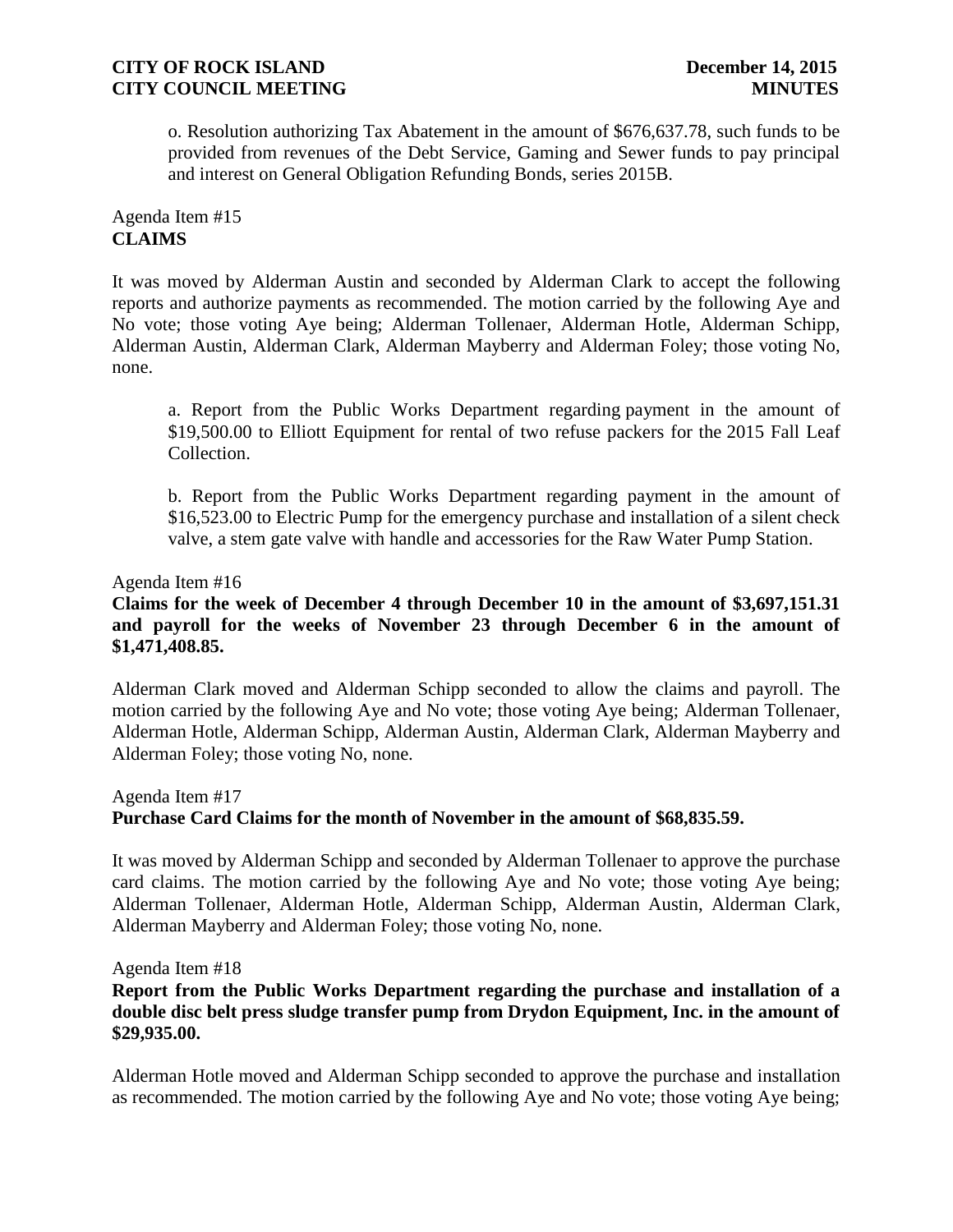o. Resolution authorizing Tax Abatement in the amount of $676,637.78, such funds to be provided from revenues of the Debt Service, Gaming and Sewer funds to pay principal and interest on General Obligation Refunding Bonds, series 2015B.

Agenda Item #15
**CLAIMS**

It was moved by Alderman Austin and seconded by Alderman Clark to accept the following reports and authorize payments as recommended. The motion carried by the following Aye and No vote; those voting Aye being; Alderman Tollenaer, Alderman Hotle, Alderman Schipp, Alderman Austin, Alderman Clark, Alderman Mayberry and Alderman Foley; those voting No, none.

a. Report from the Public Works Department regarding payment in the amount of $19,500.00 to Elliott Equipment for rental of two refuse packers for the 2015 Fall Leaf Collection.

b. Report from the Public Works Department regarding payment in the amount of $16,523.00 to Electric Pump for the emergency purchase and installation of a silent check valve, a stem gate valve with handle and accessories for the Raw Water Pump Station.

Agenda Item #16
**Claims for the week of December 4 through December 10 in the amount of $3,697,151.31 and payroll for the weeks of November 23 through December 6 in the amount of $1,471,408.85.**

Alderman Clark moved and Alderman Schipp seconded to allow the claims and payroll. The motion carried by the following Aye and No vote; those voting Aye being; Alderman Tollenaer, Alderman Hotle, Alderman Schipp, Alderman Austin, Alderman Clark, Alderman Mayberry and Alderman Foley; those voting No, none.

Agenda Item #17
**Purchase Card Claims for the month of November in the amount of $68,835.59.**

It was moved by Alderman Schipp and seconded by Alderman Tollenaer to approve the purchase card claims. The motion carried by the following Aye and No vote; those voting Aye being; Alderman Tollenaer, Alderman Hotle, Alderman Schipp, Alderman Austin, Alderman Clark, Alderman Mayberry and Alderman Foley; those voting No, none.

Agenda Item #18
**Report from the Public Works Department regarding the purchase and installation of a double disc belt press sludge transfer pump from Drydon Equipment, Inc. in the amount of $29,935.00.**

Alderman Hotle moved and Alderman Schipp seconded to approve the purchase and installation as recommended. The motion carried by the following Aye and No vote; those voting Aye being;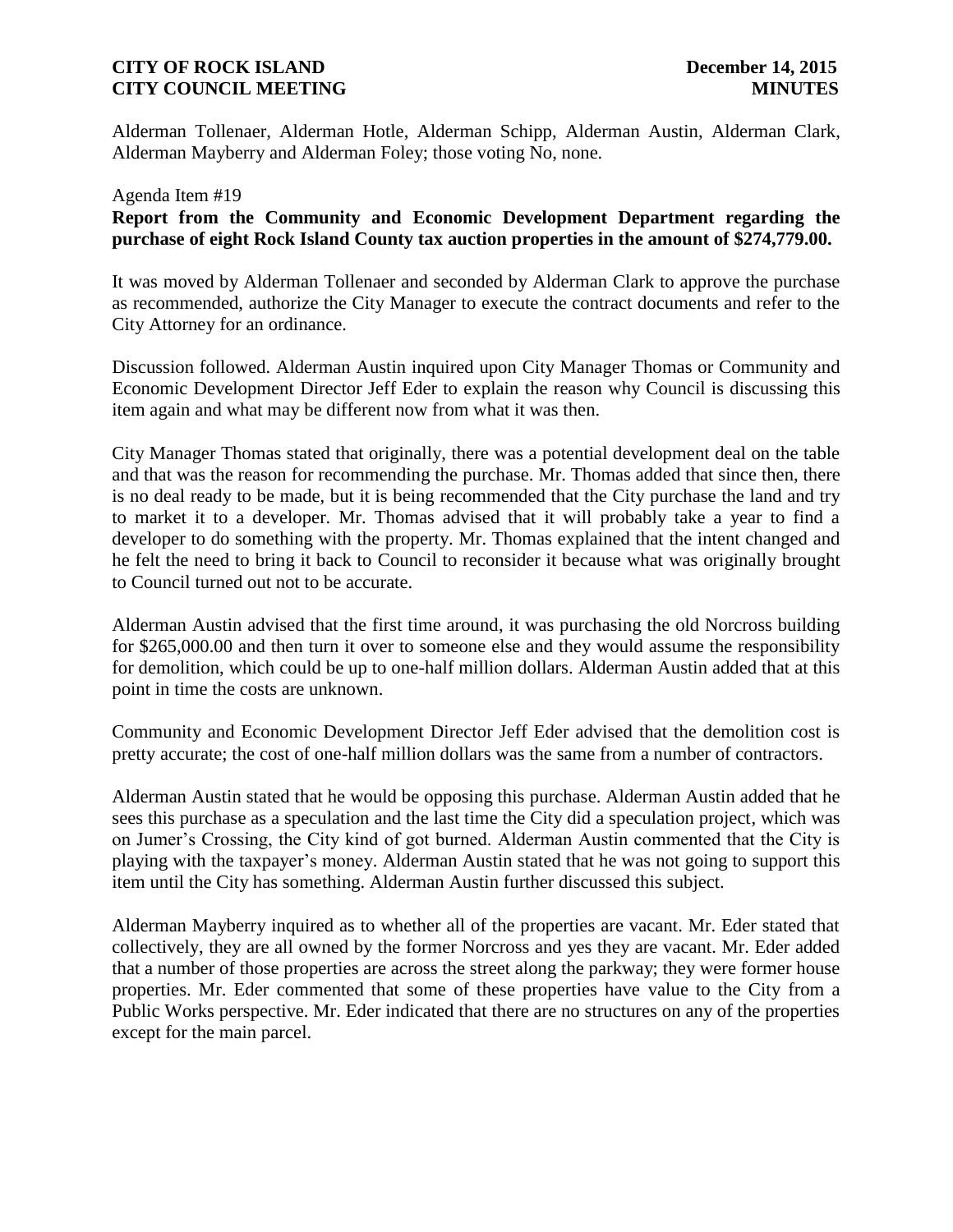Alderman Tollenaer, Alderman Hotle, Alderman Schipp, Alderman Austin, Alderman Clark, Alderman Mayberry and Alderman Foley; those voting No, none.

Agenda Item #19

**Report from the Community and Economic Development Department regarding the purchase of eight Rock Island County tax auction properties in the amount of $274,779.00.**

It was moved by Alderman Tollenaer and seconded by Alderman Clark to approve the purchase as recommended, authorize the City Manager to execute the contract documents and refer to the City Attorney for an ordinance.

Discussion followed. Alderman Austin inquired upon City Manager Thomas or Community and Economic Development Director Jeff Eder to explain the reason why Council is discussing this item again and what may be different now from what it was then.

City Manager Thomas stated that originally, there was a potential development deal on the table and that was the reason for recommending the purchase. Mr. Thomas added that since then, there is no deal ready to be made, but it is being recommended that the City purchase the land and try to market it to a developer. Mr. Thomas advised that it will probably take a year to find a developer to do something with the property. Mr. Thomas explained that the intent changed and he felt the need to bring it back to Council to reconsider it because what was originally brought to Council turned out not to be accurate.

Alderman Austin advised that the first time around, it was purchasing the old Norcross building for $265,000.00 and then turn it over to someone else and they would assume the responsibility for demolition, which could be up to one-half million dollars. Alderman Austin added that at this point in time the costs are unknown.

Community and Economic Development Director Jeff Eder advised that the demolition cost is pretty accurate; the cost of one-half million dollars was the same from a number of contractors.

Alderman Austin stated that he would be opposing this purchase. Alderman Austin added that he sees this purchase as a speculation and the last time the City did a speculation project, which was on Jumer's Crossing, the City kind of got burned. Alderman Austin commented that the City is playing with the taxpayer's money. Alderman Austin stated that he was not going to support this item until the City has something. Alderman Austin further discussed this subject.

Alderman Mayberry inquired as to whether all of the properties are vacant. Mr. Eder stated that collectively, they are all owned by the former Norcross and yes they are vacant. Mr. Eder added that a number of those properties are across the street along the parkway; they were former house properties. Mr. Eder commented that some of these properties have value to the City from a Public Works perspective. Mr. Eder indicated that there are no structures on any of the properties except for the main parcel.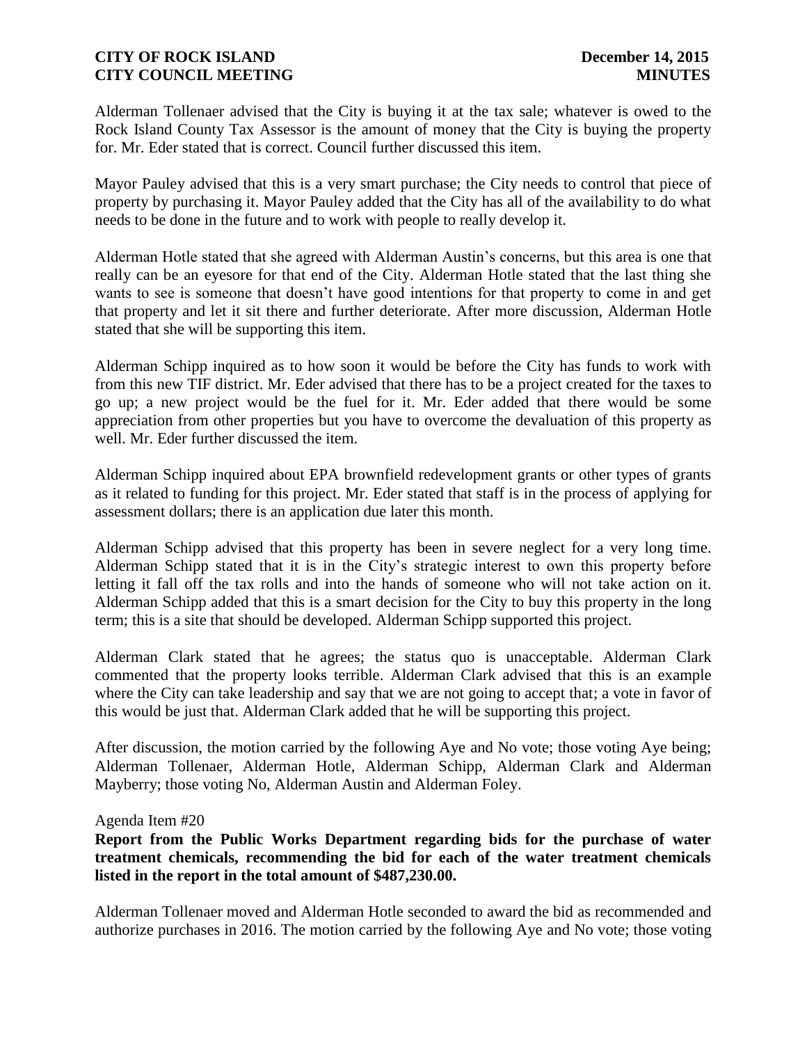Alderman Tollenaer advised that the City is buying it at the tax sale; whatever is owed to the Rock Island County Tax Assessor is the amount of money that the City is buying the property for. Mr. Eder stated that is correct. Council further discussed this item.

Mayor Pauley advised that this is a very smart purchase; the City needs to control that piece of property by purchasing it. Mayor Pauley added that the City has all of the availability to do what needs to be done in the future and to work with people to really develop it.

Alderman Hotle stated that she agreed with Alderman Austin's concerns, but this area is one that really can be an eyesore for that end of the City. Alderman Hotle stated that the last thing she wants to see is someone that doesn't have good intentions for that property to come in and get that property and let it sit there and further deteriorate. After more discussion, Alderman Hotle stated that she will be supporting this item.

Alderman Schipp inquired as to how soon it would be before the City has funds to work with from this new TIF district. Mr. Eder advised that there has to be a project created for the taxes to go up; a new project would be the fuel for it. Mr. Eder added that there would be some appreciation from other properties but you have to overcome the devaluation of this property as well. Mr. Eder further discussed the item.

Alderman Schipp inquired about EPA brownfield redevelopment grants or other types of grants as it related to funding for this project. Mr. Eder stated that staff is in the process of applying for assessment dollars; there is an application due later this month.

Alderman Schipp advised that this property has been in severe neglect for a very long time. Alderman Schipp stated that it is in the City's strategic interest to own this property before letting it fall off the tax rolls and into the hands of someone who will not take action on it. Alderman Schipp added that this is a smart decision for the City to buy this property in the long term; this is a site that should be developed. Alderman Schipp supported this project.

Alderman Clark stated that he agrees; the status quo is unacceptable. Alderman Clark commented that the property looks terrible. Alderman Clark advised that this is an example where the City can take leadership and say that we are not going to accept that; a vote in favor of this would be just that. Alderman Clark added that he will be supporting this project.

After discussion, the motion carried by the following Aye and No vote; those voting Aye being; Alderman Tollenaer, Alderman Hotle, Alderman Schipp, Alderman Clark and Alderman Mayberry; those voting No, Alderman Austin and Alderman Foley.

Agenda Item #20

**Report from the Public Works Department regarding bids for the purchase of water treatment chemicals, recommending the bid for each of the water treatment chemicals listed in the report in the total amount of $487,230.00.**

Alderman Tollenaer moved and Alderman Hotle seconded to award the bid as recommended and authorize purchases in 2016. The motion carried by the following Aye and No vote; those voting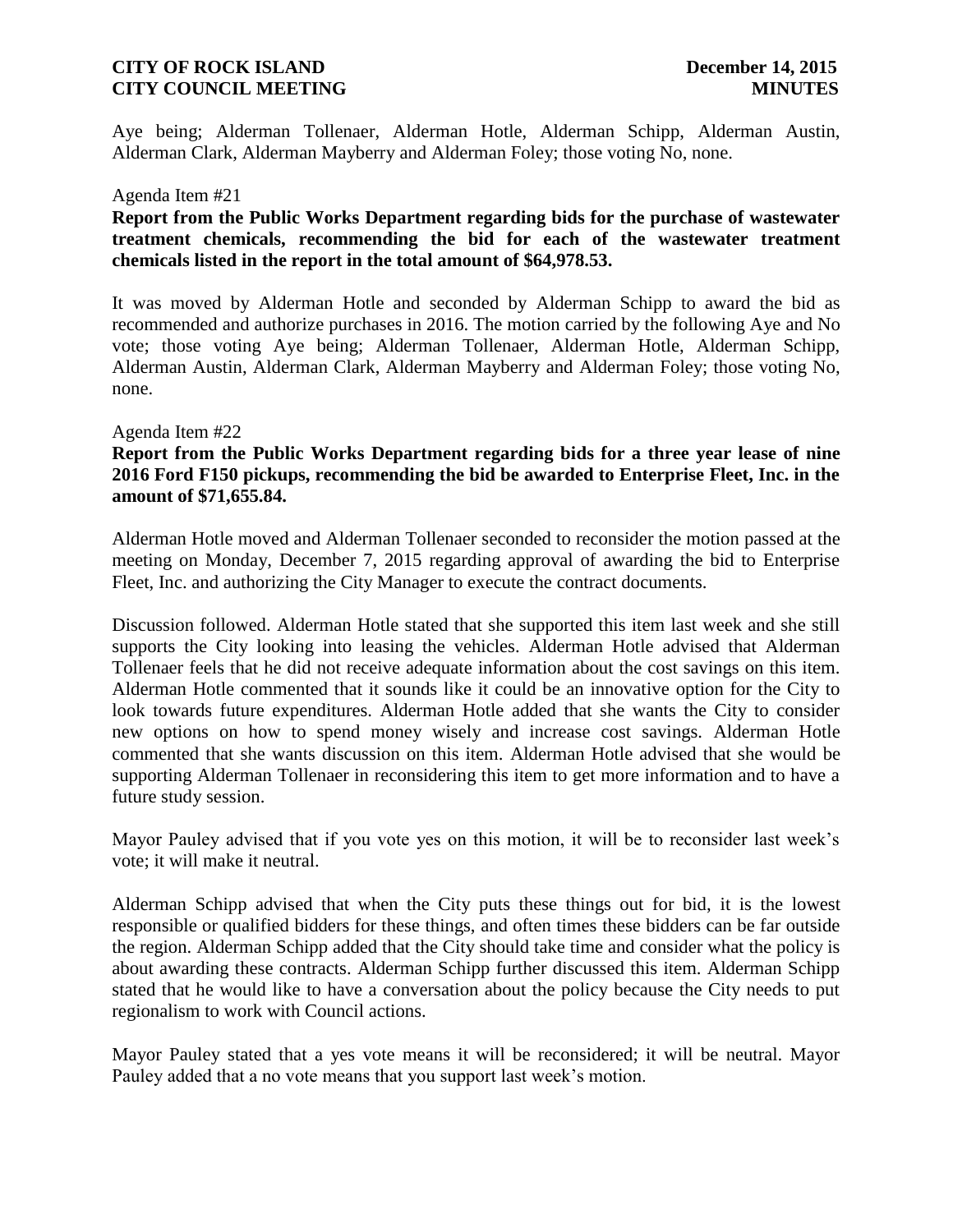Aye being; Alderman Tollenaer, Alderman Hotle, Alderman Schipp, Alderman Austin, Alderman Clark, Alderman Mayberry and Alderman Foley; those voting No, none.

Agenda Item #21

**Report from the Public Works Department regarding bids for the purchase of wastewater treatment chemicals, recommending the bid for each of the wastewater treatment chemicals listed in the report in the total amount of $64,978.53.**

It was moved by Alderman Hotle and seconded by Alderman Schipp to award the bid as recommended and authorize purchases in 2016. The motion carried by the following Aye and No vote; those voting Aye being; Alderman Tollenaer, Alderman Hotle, Alderman Schipp, Alderman Austin, Alderman Clark, Alderman Mayberry and Alderman Foley; those voting No, none.

Agenda Item #22

**Report from the Public Works Department regarding bids for a three year lease of nine 2016 Ford F150 pickups, recommending the bid be awarded to Enterprise Fleet, Inc. in the amount of $71,655.84.**

Alderman Hotle moved and Alderman Tollenaer seconded to reconsider the motion passed at the meeting on Monday, December 7, 2015 regarding approval of awarding the bid to Enterprise Fleet, Inc. and authorizing the City Manager to execute the contract documents.

Discussion followed. Alderman Hotle stated that she supported this item last week and she still supports the City looking into leasing the vehicles. Alderman Hotle advised that Alderman Tollenaer feels that he did not receive adequate information about the cost savings on this item. Alderman Hotle commented that it sounds like it could be an innovative option for the City to look towards future expenditures. Alderman Hotle added that she wants the City to consider new options on how to spend money wisely and increase cost savings. Alderman Hotle commented that she wants discussion on this item. Alderman Hotle advised that she would be supporting Alderman Tollenaer in reconsidering this item to get more information and to have a future study session.

Mayor Pauley advised that if you vote yes on this motion, it will be to reconsider last week's vote; it will make it neutral.

Alderman Schipp advised that when the City puts these things out for bid, it is the lowest responsible or qualified bidders for these things, and often times these bidders can be far outside the region. Alderman Schipp added that the City should take time and consider what the policy is about awarding these contracts. Alderman Schipp further discussed this item. Alderman Schipp stated that he would like to have a conversation about the policy because the City needs to put regionalism to work with Council actions.

Mayor Pauley stated that a yes vote means it will be reconsidered; it will be neutral. Mayor Pauley added that a no vote means that you support last week's motion.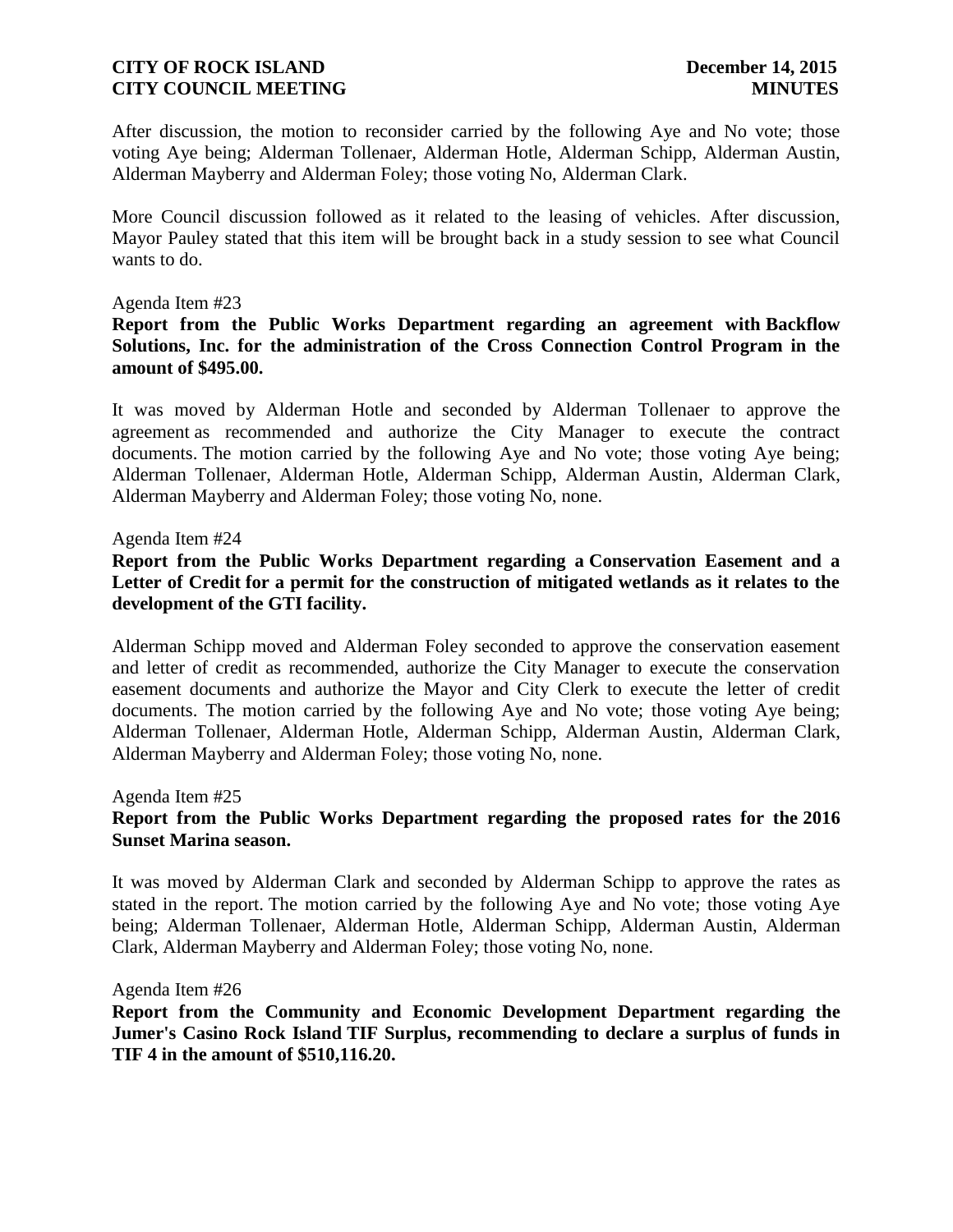After discussion, the motion to reconsider carried by the following Aye and No vote; those voting Aye being; Alderman Tollenaer, Alderman Hotle, Alderman Schipp, Alderman Austin, Alderman Mayberry and Alderman Foley; those voting No, Alderman Clark.

More Council discussion followed as it related to the leasing of vehicles. After discussion, Mayor Pauley stated that this item will be brought back in a study session to see what Council wants to do.

Agenda Item #23

**Report from the Public Works Department regarding an agreement with Backflow Solutions, Inc. for the administration of the Cross Connection Control Program in the amount of $495.00.**

It was moved by Alderman Hotle and seconded by Alderman Tollenaer to approve the agreement as recommended and authorize the City Manager to execute the contract documents. The motion carried by the following Aye and No vote; those voting Aye being; Alderman Tollenaer, Alderman Hotle, Alderman Schipp, Alderman Austin, Alderman Clark, Alderman Mayberry and Alderman Foley; those voting No, none.

Agenda Item #24

**Report from the Public Works Department regarding a Conservation Easement and a Letter of Credit for a permit for the construction of mitigated wetlands as it relates to the development of the GTI facility.**

Alderman Schipp moved and Alderman Foley seconded to approve the conservation easement and letter of credit as recommended, authorize the City Manager to execute the conservation easement documents and authorize the Mayor and City Clerk to execute the letter of credit documents. The motion carried by the following Aye and No vote; those voting Aye being; Alderman Tollenaer, Alderman Hotle, Alderman Schipp, Alderman Austin, Alderman Clark, Alderman Mayberry and Alderman Foley; those voting No, none.

Agenda Item #25

**Report from the Public Works Department regarding the proposed rates for the 2016 Sunset Marina season.**

It was moved by Alderman Clark and seconded by Alderman Schipp to approve the rates as stated in the report. The motion carried by the following Aye and No vote; those voting Aye being; Alderman Tollenaer, Alderman Hotle, Alderman Schipp, Alderman Austin, Alderman Clark, Alderman Mayberry and Alderman Foley; those voting No, none.

Agenda Item #26

**Report from the Community and Economic Development Department regarding the Jumer's Casino Rock Island TIF Surplus, recommending to declare a surplus of funds in TIF 4 in the amount of $510,116.20.**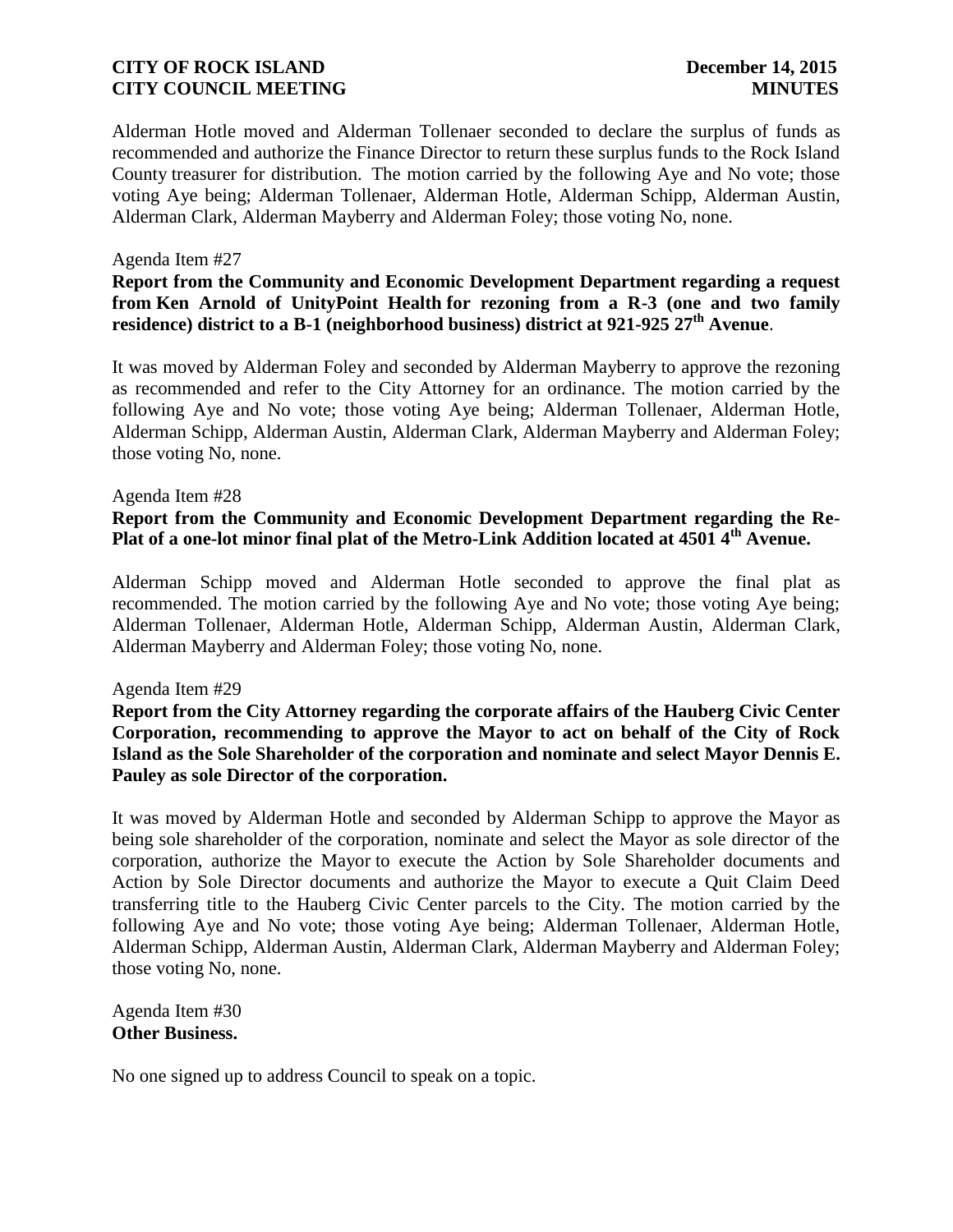Alderman Hotle moved and Alderman Tollenaer seconded to declare the surplus of funds as recommended and authorize the Finance Director to return these surplus funds to the Rock Island County treasurer for distribution. The motion carried by the following Aye and No vote; those voting Aye being; Alderman Tollenaer, Alderman Hotle, Alderman Schipp, Alderman Austin, Alderman Clark, Alderman Mayberry and Alderman Foley; those voting No, none.

Agenda Item #27

**Report from the Community and Economic Development Department regarding a request from Ken Arnold of UnityPoint Health for rezoning from a R-3 (one and two family residence) district to a B-1 (neighborhood business) district at 921-925 27th Avenue**.

It was moved by Alderman Foley and seconded by Alderman Mayberry to approve the rezoning as recommended and refer to the City Attorney for an ordinance. The motion carried by the following Aye and No vote; those voting Aye being; Alderman Tollenaer, Alderman Hotle, Alderman Schipp, Alderman Austin, Alderman Clark, Alderman Mayberry and Alderman Foley; those voting No, none.

Agenda Item #28

**Report from the Community and Economic Development Department regarding the Re-Plat of a one-lot minor final plat of the Metro-Link Addition located at 4501 4th Avenue.**

Alderman Schipp moved and Alderman Hotle seconded to approve the final plat as recommended. The motion carried by the following Aye and No vote; those voting Aye being; Alderman Tollenaer, Alderman Hotle, Alderman Schipp, Alderman Austin, Alderman Clark, Alderman Mayberry and Alderman Foley; those voting No, none.

Agenda Item #29

**Report from the City Attorney regarding the corporate affairs of the Hauberg Civic Center Corporation, recommending to approve the Mayor to act on behalf of the City of Rock Island as the Sole Shareholder of the corporation and nominate and select Mayor Dennis E. Pauley as sole Director of the corporation.**

It was moved by Alderman Hotle and seconded by Alderman Schipp to approve the Mayor as being sole shareholder of the corporation, nominate and select the Mayor as sole director of the corporation, authorize the Mayor to execute the Action by Sole Shareholder documents and Action by Sole Director documents and authorize the Mayor to execute a Quit Claim Deed transferring title to the Hauberg Civic Center parcels to the City. The motion carried by the following Aye and No vote; those voting Aye being; Alderman Tollenaer, Alderman Hotle, Alderman Schipp, Alderman Austin, Alderman Clark, Alderman Mayberry and Alderman Foley; those voting No, none.

Agenda Item #30

**Other Business.**

No one signed up to address Council to speak on a topic.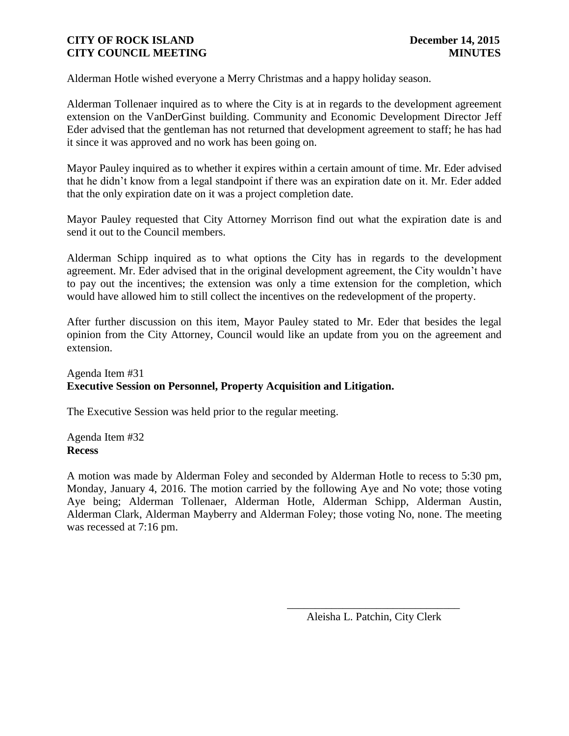Alderman Hotle wished everyone a Merry Christmas and a happy holiday season.

Alderman Tollenaer inquired as to where the City is at in regards to the development agreement extension on the VanDerGinst building. Community and Economic Development Director Jeff Eder advised that the gentleman has not returned that development agreement to staff; he has had it since it was approved and no work has been going on.

Mayor Pauley inquired as to whether it expires within a certain amount of time. Mr. Eder advised that he didn't know from a legal standpoint if there was an expiration date on it. Mr. Eder added that the only expiration date on it was a project completion date.

Mayor Pauley requested that City Attorney Morrison find out what the expiration date is and send it out to the Council members.

Alderman Schipp inquired as to what options the City has in regards to the development agreement. Mr. Eder advised that in the original development agreement, the City wouldn't have to pay out the incentives; the extension was only a time extension for the completion, which would have allowed him to still collect the incentives on the redevelopment of the property.

After further discussion on this item, Mayor Pauley stated to Mr. Eder that besides the legal opinion from the City Attorney, Council would like an update from you on the agreement and extension.

Agenda Item #31
**Executive Session on Personnel, Property Acquisition and Litigation.**

The Executive Session was held prior to the regular meeting.

Agenda Item #32
**Recess**

A motion was made by Alderman Foley and seconded by Alderman Hotle to recess to 5:30 pm, Monday, January 4, 2016. The motion carried by the following Aye and No vote; those voting Aye being; Alderman Tollenaer, Alderman Hotle, Alderman Schipp, Alderman Austin, Alderman Clark, Alderman Mayberry and Alderman Foley; those voting No, none. The meeting was recessed at 7:16 pm.

\_\_\_\_\_\_\_\_\_\_\_\_\_\_\_\_\_\_\_\_\_\_\_\_\_\_\_\_\_\_\_\_

Aleisha L. Patchin, City Clerk